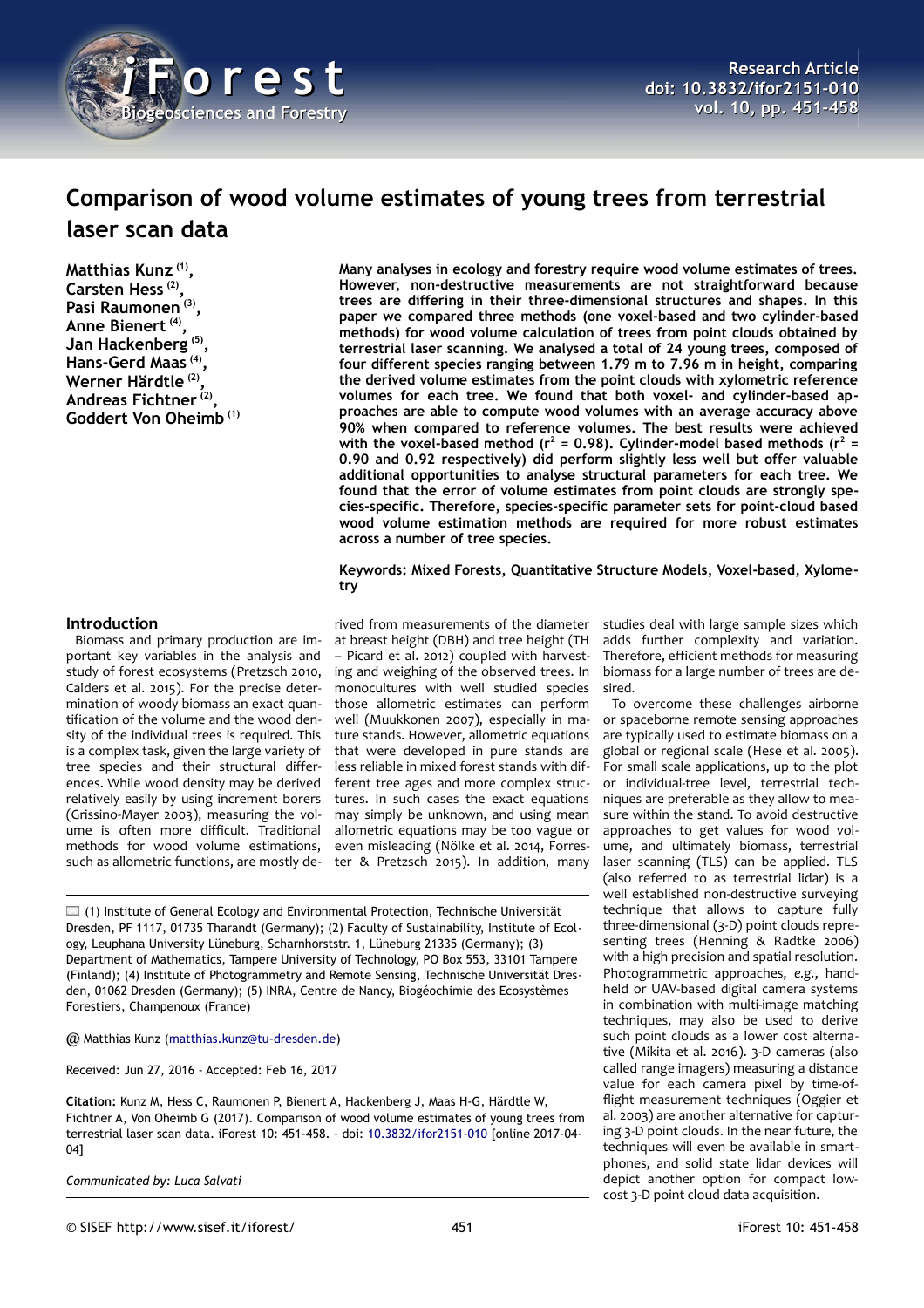# Comparison of wood volume estimates of young trees from terrestrial laser scan data

**Matthias Kunz [(1)], Carsten Hess [(2)], Pasi Raumonen [(3)], Anne Bienert [(4)], Jan Hackenberg [(5)], Hans-Gerd Maas [(4)], Werner Härdtle [(2)], Andreas Fichtner [(2)], Goddert Von Oheimb [(1)]**

**Many analyses in ecology and forestry require wood volume estimates of trees. However, non-destructive measurements are not straightforward because trees are differing in their three-dimensional structures and shapes. In this paper we compared three methods (one voxel-based and two cylinder-based methods) for wood volume calculation of trees from point clouds obtained by terrestrial laser scanning. We analysed a total of 24 young trees, composed of four different species ranging between 1.79 m to 7.96 m in height, comparing the derived volume estimates from the point clouds with xylometric reference volumes for each tree. We found that both voxel- and cylinder-based approaches are able to compute wood volumes with an average accuracy above 90% when compared to reference volumes. The best results were achieved with the voxel-based method ($r^2$ = 0.98). Cylinder-model based methods ($r^2$ = 0.90 and 0.92 respectively) did perform slightly less well but offer valuable additional opportunities to analyse structural parameters for each tree. We found that the error of volume estimates from point clouds are strongly species-specific. Therefore, species-specific parameter sets for point-cloud based wood volume estimation methods are required for more robust estimates across a number of tree species.**

**Keywords: Mixed Forests, Quantitative Structure Models, Voxel-based, Xylometry**

## Introduction

Biomass and primary production are important key variables in the analysis and study of forest ecosystems (Pretzsch 2010, Calders et al. 2015). For the precise determination of woody biomass an exact quantification of the volume and the wood density of the individual trees is required. This is a complex task, given the large variety of tree species and their structural differences. While wood density may be derived relatively easily by using increment borers (Grissino-Mayer 2003), measuring the volume is often more difficult. Traditional methods for wood volume estimations, such as allometric functions, are mostly derived from measurements of the diameter at breast height (DBH) and tree height (TH – Picard et al. 2012) coupled with harvesting and weighing of the observed trees. In monocultures with well studied species those allometric estimates can perform well (Muukkonen 2007), especially in mature stands. However, allometric equations that were developed in pure stands are less reliable in mixed forest stands with different tree ages and more complex structures. In such cases the exact equations may simply be unknown, and using mean allometric equations may be too vague or even misleading (Nölke et al. 2014, Forrester & Pretzsch 2015). In addition, many studies deal with large sample sizes which adds further complexity and variation. Therefore, efficient methods for measuring biomass for a large number of trees are desired.

To overcome these challenges airborne or spaceborne remote sensing approaches are typically used to estimate biomass on a global or regional scale (Hese et al. 2005). For small scale applications, up to the plot or individual-tree level, terrestrial techniques are preferable as they allow to measure within the stand. To avoid destructive approaches to get values for wood volume, and ultimately biomass, terrestrial laser scanning (TLS) can be applied. TLS (also referred to as terrestrial lidar) is a well established non-destructive surveying technique that allows to capture fully three-dimensional (3-D) point clouds representing trees (Henning & Radtke 2006) with a high precision and spatial resolution. Photogrammetric approaches, *e.g.*, handheld or UAV-based digital camera systems in combination with multi-image matching techniques, may also be used to derive such point clouds as a lower cost alternative (Mikita et al. 2016). 3-D cameras (also called range imagers) measuring a distance value for each camera pixel by time-of-flight measurement techniques (Oggier et al. 2003) are another alternative for capturing 3-D point clouds. In the near future, the techniques will even be available in smartphones, and solid state lidar devices will depict another option for compact low-cost 3-D point cloud data acquisition.

---

(1) Institute of General Ecology and Environmental Protection, Technische Universität Dresden, PF 1117, 01735 Tharandt (Germany); (2) Faculty of Sustainability, Institute of Ecology, Leuphana University Lüneburg, Scharnhorststr. 1, Lüneburg 21335 (Germany); (3) Department of Mathematics, Tampere University of Technology, PO Box 553, 33101 Tampere (Finland); (4) Institute of Photogrammetry and Remote Sensing, Technische Universität Dresden, 01062 Dresden (Germany); (5) INRA, Centre de Nancy, Biogéochimie des Ecosystèmes Forestiers, Champenoux (France)

@ Matthias Kunz (matthias.kunz@tu-dresden.de)

Received: Jun 27, 2016 - Accepted: Feb 16, 2017

**Citation:** Kunz M, Hess C, Raumonen P, Bienert A, Hackenberg J, Maas H-G, Härdtle W, Fichtner A, Von Oheimb G (2017). Comparison of wood volume estimates of young trees from terrestrial laser scan data. iForest 10: 451-458. – doi: 10.3832/ifor2151-010 [online 2017-04-04]

*Communicated by: Luca Salvati*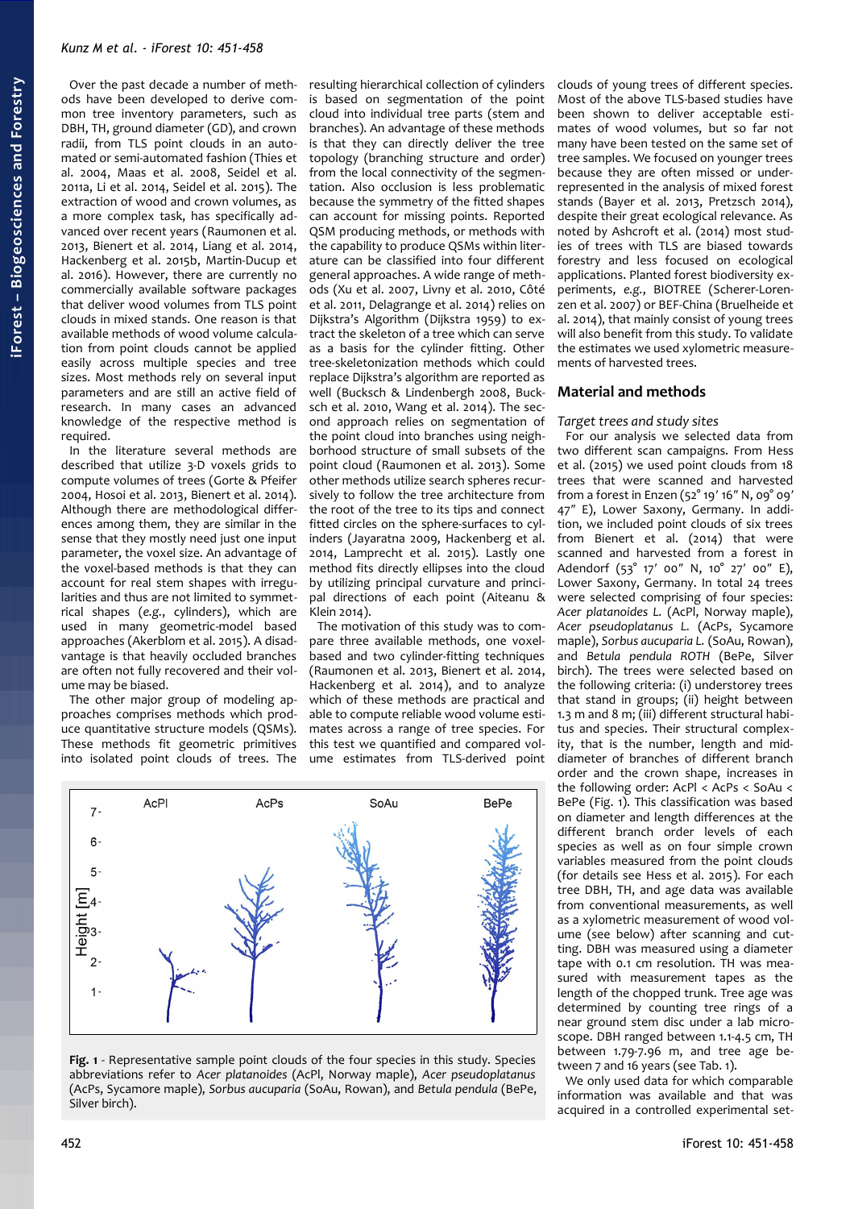Over the past decade a number of methods have been developed to derive common tree inventory parameters, such as DBH, TH, ground diameter (GD), and crown radii, from TLS point clouds in an automated or semi-automated fashion (Thies et al. 2004, Maas et al. 2008, Seidel et al. 2011a, Li et al. 2014, Seidel et al. 2015). The extraction of wood and crown volumes, as a more complex task, has specifically advanced over recent years (Raumonen et al. 2013, Bienert et al. 2014, Liang et al. 2014, Hackenberg et al. 2015b, Martin-Ducup et al. 2016). However, there are currently no commercially available software packages that deliver wood volumes from TLS point clouds in mixed stands. One reason is that available methods of wood volume calculation from point clouds cannot be applied easily across multiple species and tree sizes. Most methods rely on several input parameters and are still an active field of research. In many cases an advanced knowledge of the respective method is required.

In the literature several methods are described that utilize 3-D voxels grids to compute volumes of trees (Gorte & Pfeifer 2004, Hosoi et al. 2013, Bienert et al. 2014). Although there are methodological differences among them, they are similar in the sense that they mostly need just one input parameter, the voxel size. An advantage of the voxel-based methods is that they can account for real stem shapes with irregularities and thus are not limited to symmetrical shapes (*e.g.*, cylinders), which are used in many geometric-model based approaches (Akerblom et al. 2015). A disadvantage is that heavily occluded branches are often not fully recovered and their volume may be biased.

The other major group of modeling approaches comprises methods which produce quantitative structure models (QSMs). These methods fit geometric primitives into isolated point clouds of trees. The resulting hierarchical collection of cylinders is based on segmentation of the point cloud into individual tree parts (stem and branches). An advantage of these methods is that they can directly deliver the tree topology (branching structure and order) from the local connectivity of the segmentation. Also occlusion is less problematic because the symmetry of the fitted shapes can account for missing points. Reported QSM producing methods, or methods with the capability to produce QSMs within literature can be classified into four different general approaches. A wide range of methods (Xu et al. 2007, Livny et al. 2010, Côté et al. 2011, Delagrange et al. 2014) relies on Dijkstra's Algorithm (Dijkstra 1959) to extract the skeleton of a tree which can serve as a basis for the cylinder fitting. Other tree-skeletonization methods which could replace Dijkstra's algorithm are reported as well (Bucksch & Lindenbergh 2008, Bucksch et al. 2010, Wang et al. 2014). The second approach relies on segmentation of the point cloud into branches using neighborhood structure of small subsets of the point cloud (Raumonen et al. 2013). Some other methods utilize search spheres recursively to follow the tree architecture from the root of the tree to its tips and connect fitted circles on the sphere-surfaces to cylinders (Jayaratna 2009, Hackenberg et al. 2014, Lamprecht et al. 2015). Lastly one method fits directly ellipses into the cloud by utilizing principal curvature and principal directions of each point (Aiteanu & Klein 2014).

The motivation of this study was to compare three available methods, one voxel-based and two cylinder-fitting techniques (Raumonen et al. 2013, Bienert et al. 2014, Hackenberg et al. 2014), and to analyze which of these methods are practical and able to compute reliable wood volume estimates across a range of tree species. For this test we quantified and compared volume estimates from TLS-derived point clouds of young trees of different species. Most of the above TLS-based studies have been shown to deliver acceptable estimates of wood volumes, but so far not many have been tested on the same set of tree samples. We focused on younger trees because they are often missed or underrepresented in the analysis of mixed forest stands (Bayer et al. 2013, Pretzsch 2014), despite their great ecological relevance. As noted by Ashcroft et al. (2014) most studies of trees with TLS are biased towards forestry and less focused on ecological applications. Planted forest biodiversity experiments, *e.g.*, BIOTREE (Scherer-Lorenzen et al. 2007) or BEF-China (Bruelheide et al. 2014), that mainly consist of young trees will also benefit from this study. To validate the estimates we used xylometric measurements of harvested trees.

## Material and methods

### Target trees and study sites

For our analysis we selected data from two different scan campaigns. From Hess et al. (2015) we used point clouds from 18 trees that were scanned and harvested from a forest in Enzen (52° 19′ 16″ N, 09° 09′ 47″ E), Lower Saxony, Germany. In addition, we included point clouds of six trees from Bienert et al. (2014) that were scanned and harvested from a forest in Adendorf (53° 17′ 00″ N, 10° 27′ 00″ E), Lower Saxony, Germany. In total 24 trees were selected comprising of four species: *Acer platanoides L.* (AcPl, Norway maple), *Acer pseudoplatanus L.* (AcPs, Sycamore maple), *Sorbus aucuparia L.* (SoAu, Rowan), and *Betula pendula ROTH* (BePe, Silver birch). The trees were selected based on the following criteria: (i) understorey trees that stand in groups; (ii) height between 1.3 m and 8 m; (iii) different structural habitus and species. Their structural complexity, that is the number, length and mid-diameter of branches of different branch order and the crown shape, increases in the following order: AcPl < AcPs < SoAu < BePe (Fig. 1). This classification was based on diameter and length differences at the different branch order levels of each species as well as on four simple crown variables measured from the point clouds (for details see Hess et al. 2015). For each tree DBH, TH, and age data was available from conventional measurements, as well as a xylometric measurement of wood volume (see below) after scanning and cutting. DBH was measured using a diameter tape with 0.1 cm resolution. TH was measured with measurement tapes as the length of the chopped trunk. Tree age was determined by counting tree rings of a near ground stem disc under a lab microscope. DBH ranged between 1.1-4.5 cm, TH between 1.79-7.96 m, and tree age between 7 and 16 years (see Tab. 1).

We only used data for which comparable information was available and that was acquired in a controlled experimental set-

**Fig. 1** - Representative sample point clouds of the four species in this study. Species abbreviations refer to *Acer platanoides* (AcPl, Norway maple), *Acer pseudoplatanus* (AcPs, Sycamore maple), *Sorbus aucuparia* (SoAu, Rowan), and *Betula pendula* (BePe, Silver birch).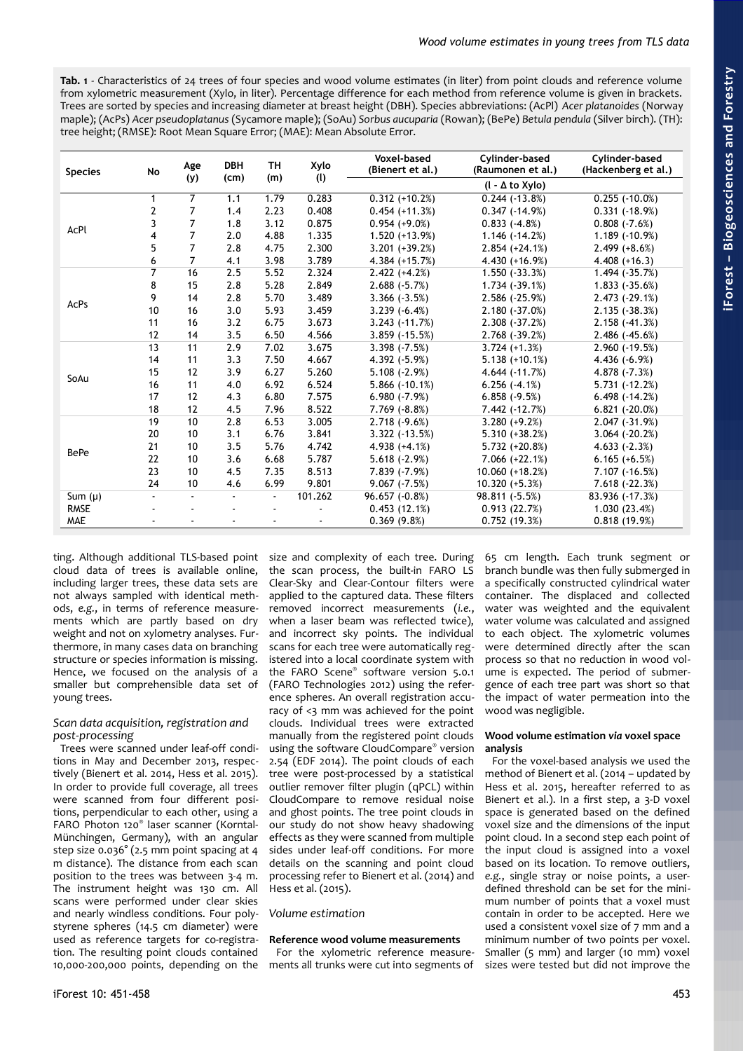**Tab. 1** - Characteristics of 24 trees of four species and wood volume estimates (in liter) from point clouds and reference volume from xylometric measurement (Xylo, in liter). Percentage difference for each method from reference volume is given in brackets. Trees are sorted by species and increasing diameter at breast height (DBH). Species abbreviations: (AcPl) *Acer platanoides* (Norway maple); (AcPs) *Acer pseudoplatanus* (Sycamore maple); (SoAu) *Sorbus aucuparia* (Rowan); (BePe) *Betula pendula* (Silver birch). (TH): tree height; (RMSE): Root Mean Square Error; (MAE): Mean Absolute Error.

| Species | No | Age (y) | DBH (cm) | TH (m) | Xylo (l) | Voxel-based (Bienert et al.) | Cylinder-based (Raumonen et al.) | Cylinder-based (Hackenberg et al.) |
|---|---|---|---|---|---|---|---|---|
| | | | | | | | (l - Δ to Xylo) | |
| AcPl | 1 | 7 | 1.1 | 1.79 | 0.283 | 0.312 (+10.2%) | 0.244 (-13.8%) | 0.255 (-10.0%) |
| | 2 | 7 | 1.4 | 2.23 | 0.408 | 0.454 (+11.3%) | 0.347 (-14.9%) | 0.331 (-18.9%) |
| | 3 | 7 | 1.8 | 3.12 | 0.875 | 0.954 (+9.0%) | 0.833 (-4.8%) | 0.808 (-7.6%) |
| | 4 | 7 | 2.0 | 4.88 | 1.335 | 1.520 (+13.9%) | 1.146 (-14.2%) | 1.189 (-10.9%) |
| | 5 | 7 | 2.8 | 4.75 | 2.300 | 3.201 (+39.2%) | 2.854 (+24.1%) | 2.499 (+8.6%) |
| | 6 | 7 | 4.1 | 3.98 | 3.789 | 4.384 (+15.7%) | 4.430 (+16.9%) | 4.408 (+16.3) |
| AcPs | 7 | 16 | 2.5 | 5.52 | 2.324 | 2.422 (+4.2%) | 1.550 (-33.3%) | 1.494 (-35.7%) |
| | 8 | 15 | 2.8 | 5.28 | 2.849 | 2.688 (-5.7%) | 1.734 (-39.1%) | 1.833 (-35.6%) |
| | 9 | 14 | 2.8 | 5.70 | 3.489 | 3.366 (-3.5%) | 2.586 (-25.9%) | 2.473 (-29.1%) |
| | 10 | 16 | 3.0 | 5.93 | 3.459 | 3.239 (-6.4%) | 2.180 (-37.0%) | 2.135 (-38.3%) |
| | 11 | 16 | 3.2 | 6.75 | 3.673 | 3.243 (-11.7%) | 2.308 (-37.2%) | 2.158 (-41.3%) |
| | 12 | 14 | 3.5 | 6.50 | 4.566 | 3.859 (-15.5%) | 2.768 (-39.2%) | 2.486 (-45.6%) |
| SoAu | 13 | 11 | 2.9 | 7.02 | 3.675 | 3.398 (-7.5%) | 3.724 (+1.3%) | 2.960 (-19.5%) |
| | 14 | 11 | 3.3 | 7.50 | 4.667 | 4.392 (-5.9%) | 5.138 (+10.1%) | 4.436 (-6.9%) |
| | 15 | 12 | 3.9 | 6.27 | 5.260 | 5.108 (-2.9%) | 4.644 (-11.7%) | 4.878 (-7.3%) |
| | 16 | 11 | 4.0 | 6.92 | 6.524 | 5.866 (-10.1%) | 6.256 (-4.1%) | 5.731 (-12.2%) |
| | 17 | 12 | 4.3 | 6.80 | 7.575 | 6.980 (-7.9%) | 6.858 (-9.5%) | 6.498 (-14.2%) |
| | 18 | 12 | 4.5 | 7.96 | 8.522 | 7.769 (-8.8%) | 7.442 (-12.7%) | 6.821 (-20.0%) |
| BePe | 19 | 10 | 2.8 | 6.53 | 3.005 | 2.718 (-9.6%) | 3.280 (+9.2%) | 2.047 (-31.9%) |
| | 20 | 10 | 3.1 | 6.76 | 3.841 | 3.322 (-13.5%) | 5.310 (+38.2%) | 3.064 (-20.2%) |
| | 21 | 10 | 3.5 | 5.76 | 4.742 | 4.938 (+4.1%) | 5.732 (+20.8%) | 4.633 (-2.3%) |
| | 22 | 10 | 3.6 | 6.68 | 5.787 | 5.618 (-2.9%) | 7.066 (+22.1%) | 6.165 (+6.5%) |
| | 23 | 10 | 4.5 | 7.35 | 8.513 | 7.839 (-7.9%) | 10.060 (+18.2%) | 7.107 (-16.5%) |
| | 24 | 10 | 4.6 | 6.99 | 9.801 | 9.067 (-7.5%) | 10.320 (+5.3%) | 7.618 (-22.3%) |
| Sum (μ) | - | - | - | - | 101.262 | 96.657 (-0.8%) | 98.811 (-5.5%) | 83.936 (-17.3%) |
| RMSE | - | - | - | - | - | 0.453 (12.1%) | 0.913 (22.7%) | 1.030 (23.4%) |
| MAE | - | - | - | - | - | 0.369 (9.8%) | 0.752 (19.3%) | 0.818 (19.9%) |

ting. Although additional TLS-based point cloud data of trees is available online, including larger trees, these data sets are not always sampled with identical methods, *e.g.*, in terms of reference measurements which are partly based on dry weight and not on xylometry analyses. Furthermore, in many cases data on branching structure or species information is missing. Hence, we focused on the analysis of a smaller but comprehensible data set of young trees.

### *Scan data acquisition, registration and post-processing*

Trees were scanned under leaf-off conditions in May and December 2013, respectively (Bienert et al. 2014, Hess et al. 2015). In order to provide full coverage, all trees were scanned from four different positions, perpendicular to each other, using a FARO Photon 120® laser scanner (Korntal-Münchingen, Germany), with an angular step size 0.036° (2.5 mm point spacing at 4 m distance). The distance from each scan position to the trees was between 3-4 m. The instrument height was 130 cm. All scans were performed under clear skies and nearly windless conditions. Four polystyrene spheres (14.5 cm diameter) were used as reference targets for co-registration. The resulting point clouds contained 10,000-200,000 points, depending on the size and complexity of each tree. During the scan process, the built-in FARO LS Clear-Sky and Clear-Contour filters were applied to the captured data. These filters removed incorrect measurements (*i.e.*, when a laser beam was reflected twice), and incorrect sky points. The individual scans for each tree were automatically registered into a local coordinate system with the FARO Scene® software version 5.0.1 (FARO Technologies 2012) using the reference spheres. An overall registration accuracy of <3 mm was achieved for the point clouds. Individual trees were extracted manually from the registered point clouds using the software CloudCompare® version 2.54 (EDF 2014). The point clouds of each tree were post-processed by a statistical outlier remover filter plugin (qPCL) within CloudCompare to remove residual noise and ghost points. The tree point clouds in our study do not show heavy shadowing effects as they were scanned from multiple sides under leaf-off conditions. For more details on the scanning and point cloud processing refer to Bienert et al. (2014) and Hess et al. (2015).

### *Volume estimation*

#### Reference wood volume measurements

For the xylometric reference measurements all trunks were cut into segments of 65 cm length. Each trunk segment or branch bundle was then fully submerged in a specifically constructed cylindrical water container. The displaced and collected water was weighted and the equivalent water volume was calculated and assigned to each object. The xylometric volumes were determined directly after the scan process so that no reduction in wood volume is expected. The period of submergence of each tree part was short so that the impact of water permeation into the wood was negligible.

#### Wood volume estimation *via* voxel space analysis

For the voxel-based analysis we used the method of Bienert et al. (2014 – updated by Hess et al. 2015, hereafter referred to as Bienert et al.). In a first step, a 3-D voxel space is generated based on the defined voxel size and the dimensions of the input point cloud. In a second step each point of the input cloud is assigned into a voxel based on its location. To remove outliers, *e.g.*, single stray or noise points, a user-defined threshold can be set for the minimum number of points that a voxel must contain in order to be accepted. Here we used a consistent voxel size of 7 mm and a minimum number of two points per voxel. Smaller (5 mm) and larger (10 mm) voxel sizes were tested but did not improve the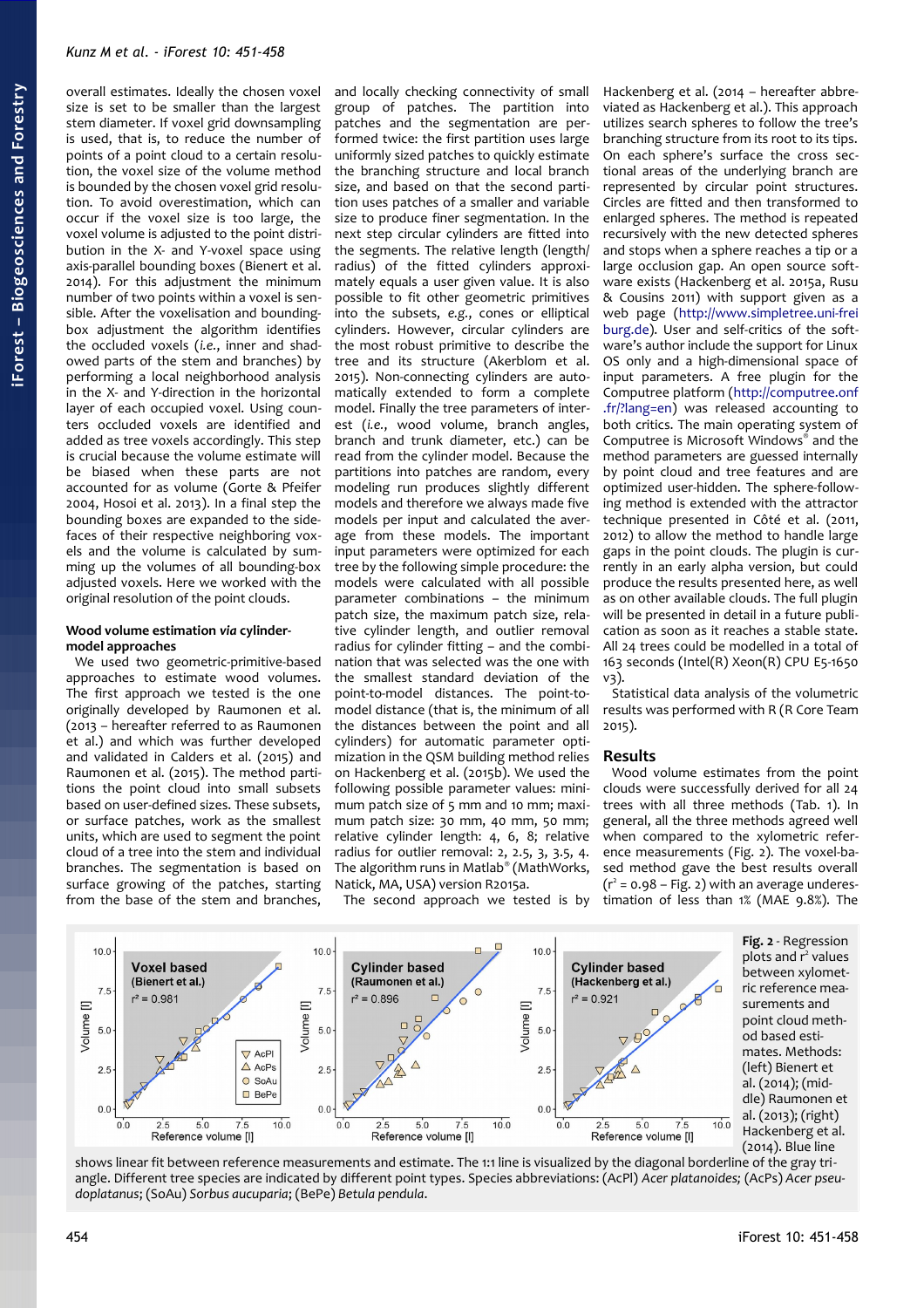overall estimates. Ideally the chosen voxel size is set to be smaller than the largest stem diameter. If voxel grid downsampling is used, that is, to reduce the number of points of a point cloud to a certain resolution, the voxel size of the volume method is bounded by the chosen voxel grid resolution. To avoid overestimation, which can occur if the voxel size is too large, the voxel volume is adjusted to the point distribution in the X- and Y-voxel space using axis-parallel bounding boxes (Bienert et al. 2014). For this adjustment the minimum number of two points within a voxel is sensible. After the voxelisation and bounding-box adjustment the algorithm identifies the occluded voxels (*i.e.*, inner and shadowed parts of the stem and branches) by performing a local neighborhood analysis in the X- and Y-direction in the horizontal layer of each occupied voxel. Using counters occluded voxels are identified and added as tree voxels accordingly. This step is crucial because the volume estimate will be biased when these parts are not accounted for as volume (Gorte & Pfeifer 2004, Hosoi et al. 2013). In a final step the bounding boxes are expanded to the sidefaces of their respective neighboring voxels and the volume is calculated by summing up the volumes of all bounding-box adjusted voxels. Here we worked with the original resolution of the point clouds.

#### Wood volume estimation *via* cylinder-model approaches

We used two geometric-primitive-based approaches to estimate wood volumes. The first approach we tested is the one originally developed by Raumonen et al. (2013 – hereafter referred to as Raumonen et al.) and which was further developed and validated in Calders et al. (2015) and Raumonen et al. (2015). The method partitions the point cloud to small subsets based on user-defined sizes. These subsets, or surface patches, work as the smallest units, which are used to segment the point cloud of a tree into the stem and individual branches. The segmentation is based on surface growing of the patches, starting from the base of the stem and branches, and locally checking connectivity of small group of patches. The partition into patches and the segmentation are performed twice: the first partition uses large uniformly sized patches to quickly estimate the branching structure and local branch size, and based on that the second partition uses patches of a smaller and variable size to produce finer segmentation. In the next step circular cylinders are fitted into the segments. The relative length (length/radius) of the fitted cylinders approximately equals a user given value. It is also possible to fit other geometric primitives into the subsets, *e.g.*, cones or elliptical cylinders. However, circular cylinders are the most robust primitive to describe the tree and its structure (Akerblom et al. 2015). Non-connecting cylinders are automatically extended to form a complete model. Finally the tree parameters of interest (*i.e.*, wood volume, branch angles, branch and trunk diameter, etc.) can be read from the cylinder model. Because the partitions into patches are random, every modeling run produces slightly different models and therefore we always made five models per input and calculated the average from these models. The important input parameters were optimized for each tree by the following simple procedure: the models were calculated with all possible parameter combinations – the minimum patch size, the maximum patch size, relative cylinder length, and outlier removal radius for cylinder fitting – and the combination that was selected was the one with the smallest standard deviation of the point-to-model distances. The point-to-model distance (that is, the minimum of all the distances between the point and all cylinders) for automatic parameter optimization in the QSM building method relies on Hackenberg et al. (2015b). We used the following possible parameter values: minimum patch size of 5 mm and 10 mm; maximum patch size: 30 mm, 40 mm, 50 mm; relative cylinder length: 4, 6, 8; relative radius for outlier removal: 2, 2.5, 3, 3.5, 4. The algorithm runs in Matlab® (MathWorks, Natick, MA, USA) version R2015a.

The second approach we tested is by Hackenberg et al. (2014 – hereafter abbreviated as Hackenberg et al.). This approach utilizes search spheres to follow the tree's branching structure from its root to its tips. On each sphere's surface the cross sectional areas of the underlying branch are represented by circular point structures. Circles are fitted and then transformed to enlarged spheres. The method is repeated recursively with the new detected spheres and stops when a sphere reaches a tip or a large occlusion gap. An open source software exists (Hackenberg et al. 2015a, Rusu & Cousins 2011) with support given as a web page (http://www.simpletree.uni-freiburg.de). User and self-critics of the software's author include the support for Linux OS only and a high-dimensional space of input parameters. A free plugin for the Computree platform (http://computree.onf.fr/?lang=en) was released accounting to both critics. The main operating system of Computree is Microsoft Windows® and the method parameters are guessed internally by point cloud and tree features and are optimized user-hidden. The sphere-following method is extended with the attractor technique presented in Côté et al. (2011, 2012) to allow the method to handle large gaps in the point clouds. The plugin is currently in an early alpha version, but could produce the results presented here, as well as on other available clouds. The full plugin will be presented in detail in a future publication as soon as it reaches a stable state. All 24 trees could be modelled in a total of 163 seconds (Intel(R) Xeon(R) CPU E5-1650 v3).

Statistical data analysis of the volumetric results was performed with R (R Core Team 2015).

## Results

Wood volume estimates from the point clouds were successfully derived for all 24 trees with all three methods (Tab. 1). In general, all the three methods agreed well when compared to the xylometric reference measurements (Fig. 2). The voxel-based method gave the best results overall ($r^2 = 0.98$ – Fig. 2) with an average underestimation of less than 1% (MAE 9.8%). The

**Fig. 2** - Regression plots and $r^2$ values between xylometric reference measurements and point cloud method based estimates. Methods: (left) Bienert et al. (2014); (middle) Raumonen et al. (2013); (right) Hackenberg et al. (2014). Blue line shows linear fit between reference measurements and estimate. The 1:1 line is visualized by the diagonal borderline of the gray triangle. Different tree species are indicated by different point types. Species abbreviations: (AcPl) *Acer platanoides;* (AcPs) *Acer pseudoplatanus*; (SoAu) *Sorbus aucuparia*; (BePe) *Betula pendula*.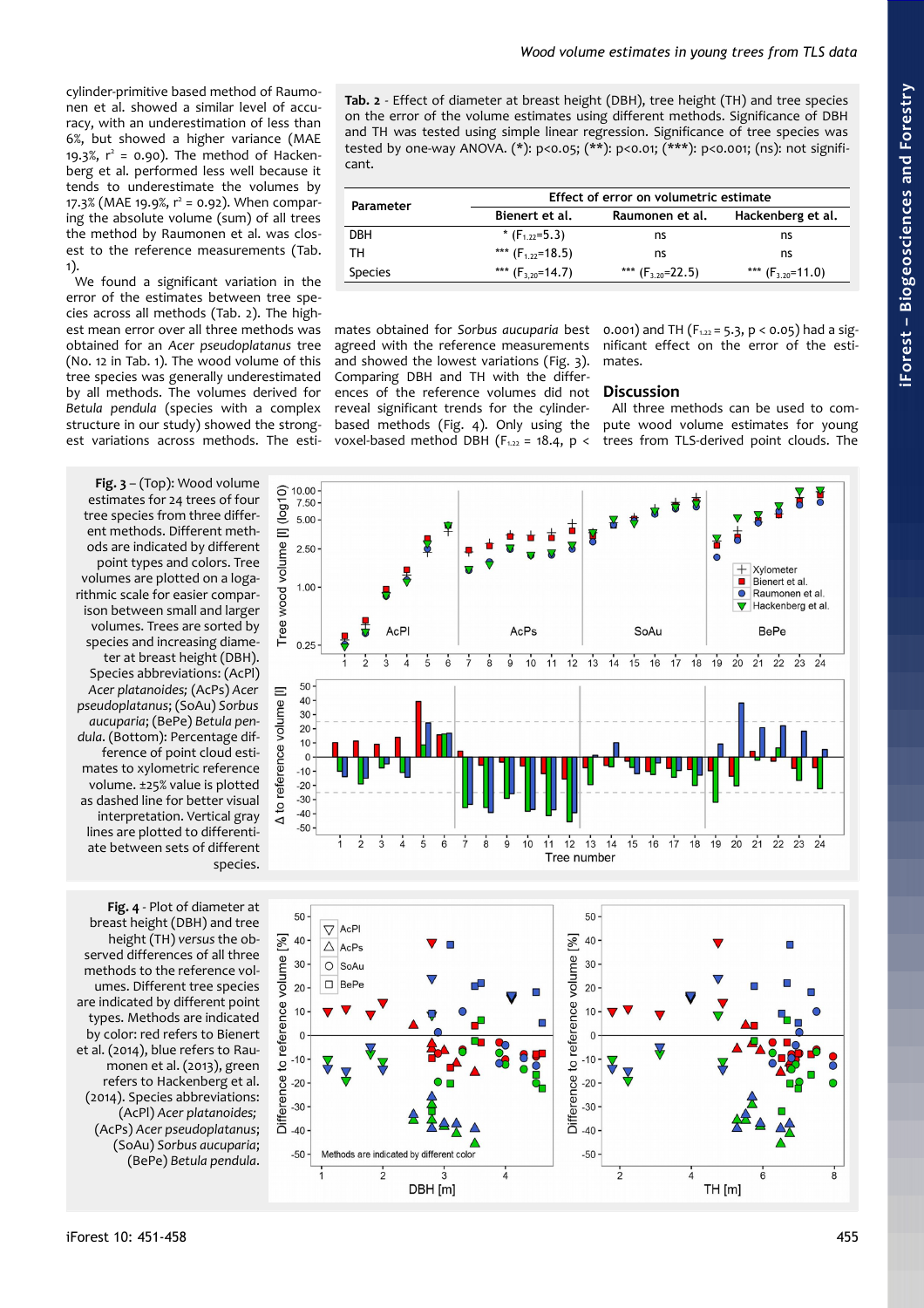cylinder-primitive based method of Raumonen et al. showed a similar level of accuracy, with an underestimation of less than 6%, but showed a higher variance (MAE 19.3%, $r^2$ = 0.90). The method of Hackenberg et al. performed less well because it tends to underestimate the volumes by 17.3% (MAE 19.9%, $r^2$ = 0.92). When comparing the absolute volume (sum) of all trees the method by Raumonen et al. was closest to the reference measurements (Tab. 1).

We found a significant variation in the error of the estimates between tree species across all methods (Tab. 2). The highest mean error over all three methods was obtained for an *Acer pseudoplatanus* tree (No. 12 in Tab. 1). The wood volume of this tree species was generally underestimated by all methods. The volumes derived for *Betula pendula* (species with a complex structure in our study) showed the strongest variations across methods. The estimates obtained for *Sorbus aucuparia* best agreed with the reference measurements and showed the lowest variations (Fig. 3). Comparing DBH and TH with the differences of the reference volumes did not reveal significant trends for the cylinder-based methods (Fig. 4). Only using the voxel-based method DBH ($F_{1,22}$ = 18.4, $p$ < 0.001) and TH ($F_{1,22}$ = 5.3, $p$ < 0.05) had a significant effect on the error of the estimates.

**Tab. 2** - Effect of diameter at breast height (DBH), tree height (TH) and tree species on the error of the volume estimates using different methods. Significance of DBH and TH was tested using simple linear regression. Significance of tree species was tested by one-way ANOVA. (*): p<0.05; (**): p<0.01; (***): p<0.001; (ns): not significant.

| Parameter | Effect of error on volumetric estimate | | |
|---|---|---|---|
| | Bienert et al. | Raumonen et al. | Hackenberg et al. |
| DBH | * ($F_{1,22}$=5.3) | ns | ns |
| TH | *** ($F_{1,22}$=18.5) | ns | ns |
| Species | *** ($F_{3,20}$=14.7) | *** ($F_{3,20}$=22.5) | *** ($F_{3,20}$=11.0) |

## Discussion

All three methods can be used to compute wood volume estimates for young trees from TLS-derived point clouds. The

**Fig. 3** – (Top): Wood volume estimates for 24 trees of four tree species from three different methods. Different methods are indicated by different point types and colors. Tree volumes are plotted on a logarithmic scale for easier comparison between small and larger volumes. Trees are sorted by species and increasing diameter at breast height (DBH). Species abbreviations: (AcPl) *Acer platanoides;* (AcPs) *Acer pseudoplatanus*; (SoAu) *Sorbus aucuparia*; (BePe) *Betula pendula.* (Bottom): Percentage difference of point cloud estimates to xylometric reference volume. ±25% value is plotted as dashed line for better visual interpretation. Vertical gray lines are plotted to differentiate between sets of different species.

**Fig. 4** - Plot of diameter at breast height (DBH) and tree height (TH) *versus* the observed differences of all three methods to the reference volumes. Different tree species are indicated by different point types. Methods are indicated by color: red refers to Bienert et al. (2014), blue refers to Raumonen et al. (2013), green refers to Hackenberg et al. (2014). Species abbreviations: (AcPl) *Acer platanoides;* (AcPs) *Acer pseudoplatanus*; (SoAu) *Sorbus aucuparia*; (BePe) *Betula pendula.*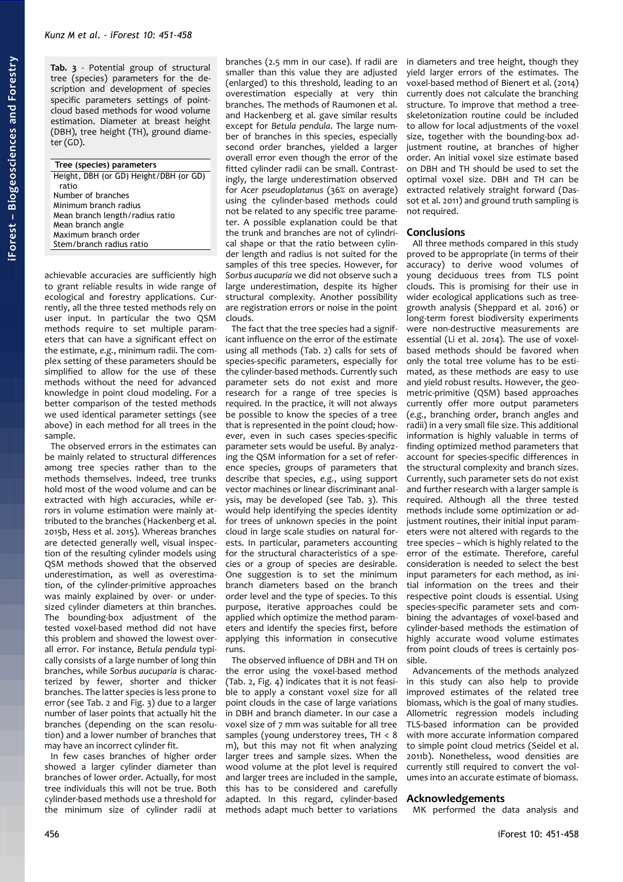**Tab. 3** - Potential group of structural tree (species) parameters for the description and development of species specific parameters settings of point-cloud based methods for wood volume estimation. Diameter at breast height (DBH), tree height (TH), ground diameter (GD).

| Tree (species) parameters |
|---|
| Height, DBH (or GD) Height/DBH (or GD) ratio |
| Number of branches |
| Minimum branch radius |
| Mean branch length/radius ratio |
| Mean branch angle |
| Maximum branch order |
| Stem/branch radius ratio |

achievable accuracies are sufficiently high to grant reliable results in wide range of ecological and forestry applications. Currently, all the three tested methods rely on user input. In particular the two QSM methods require to set multiple parameters that can have a significant effect on the estimate, *e.g.*, minimum radii. The complex setting of these parameters should be simplified to allow for the use of these methods without the need for advanced knowledge in point cloud modeling. For a better comparison of the tested methods we used identical parameter settings (see above) in each method for all trees in the sample.

The observed errors in the estimates can be mainly related to structural differences among tree species rather than to the methods themselves. Indeed, tree trunks hold most of the wood volume and can be extracted with high accuracies, while errors in volume estimation were mainly attributed to the branches (Hackenberg et al. 2015b, Hess et al. 2015). Whereas branches are detected generally well, visual inspection of the resulting cylinder models using QSM methods showed that the observed underestimation, as well as overestimation, of the cylinder-primitive approaches was mainly explained by over- or undersized cylinder diameters at thin branches. The bounding-box adjustment of the tested voxel-based method did not have this problem and showed the lowest overall error. For instance, *Betula pendula* typically consists of a large number of long thin branches, while *Sorbus aucuparia* is characterized by fewer, shorter and thicker branches. The latter species is less prone to error (see Tab. 2 and Fig. 3) due to a larger number of laser points that actually hit the branches (depending on the scan resolution) and a lower number of branches that may have an incorrect cylinder fit.

In few cases branches of higher order showed a larger cylinder diameter than branches of lower order. Actually, for most tree individuals this will not be true. Both cylinder-based methods use a threshold for the minimum size of cylinder radii at branches (2.5 mm in our case). If radii are smaller than this value they are adjusted (enlarged) to this threshold, leading to an overestimation especially at very thin branches. The methods of Raumonen et al. and Hackenberg et al. gave similar results except for *Betula pendula*. The large number of branches in this species, especially second order branches, yielded a larger overall error even though the error of the fitted cylinder radii can be small. Contrastingly, the large underestimation observed for *Acer pseudoplatanus* (36% on average) using the cylinder-based methods could not be related to any specific tree parameter. A possible explanation could be that the trunk and branches are not of cylindrical shape or that the ratio between cylinder length and radius is not suited for the samples of this tree species. However, for *Sorbus aucuparia* we did not observe such a large underestimation, despite its higher structural complexity. Another possibility are registration errors or noise in the point clouds.

The fact that the tree species had a significant influence on the error of the estimate using all methods (Tab. 2) calls for sets of species-specific parameters, especially for the cylinder-based methods. Currently such parameter sets do not exist and more research for a range of tree species is required. In the practice, it will not always be possible to know the species of a tree that is represented in the point cloud; however, even in such cases species-specific parameter sets would be useful. By analyzing the QSM information for a set of reference species, groups of parameters that describe that species, *e.g.*, using support vector machines or linear discriminant analysis, may be developed (see Tab. 3). This would help identifying the species identity for trees of unknown species in the point cloud in large scale studies on natural forests. In particular, parameters accounting for the structural characteristics of a species or a group of species are desirable. One suggestion is to set the minimum branch diameters based on the branch order level and the type of species. To this purpose, iterative approaches could be applied which optimize the method parameters and identify the species first, before applying this information in consecutive runs.

The observed influence of DBH and TH on the error using the voxel-based method (Tab. 2, Fig. 4) indicates that it is not feasible to apply a constant voxel size for all point clouds in the case of large variations in DBH and branch diameter. In our case a voxel size of 7 mm was suitable for all tree samples (young understorey trees, TH < 8 m), but this may not fit when analyzing larger trees and sample sizes. When the wood volume at the plot level is required and larger trees are included in the sample, this has to be considered and carefully adapted. In this regard, cylinder-based methods adapt much better to variations in diameters and tree height, though they yield larger errors of the estimates. The voxel-based method of Bienert et al. (2014) currently does not calculate the branching structure. To improve that method a tree-skeletonization routine could be included to allow for local adjustments of the voxel size, together with the bounding-box adjustment routine, at branches of higher order. An initial voxel size estimate based on DBH and TH should be used to set the optimal voxel size. DBH and TH can be extracted relatively straight forward (Dassot et al. 2011) and ground truth sampling is not required.

## Conclusions

All three methods compared in this study proved to be appropriate (in terms of their accuracy) to derive wood volumes of young deciduous trees from TLS point clouds. This is promising for their use in wider ecological applications such as tree-growth analysis (Sheppard et al. 2016) or long-term forest biodiversity experiments were non-destructive measurements are essential (Li et al. 2014). The use of voxel-based methods should be favored when only the total tree volume has to be estimated, as these methods are easy to use and yield robust results. However, the geometric-primitive (QSM) based approaches currently offer more output parameters (*e.g.*, branching order, branch angles and radii) in a very small file size. This additional information is highly valuable in terms of finding optimized method parameters that account for species-specific differences in the structural complexity and branch sizes. Currently, such parameter sets do not exist and further research with a larger sample is required. Although all the three tested methods include some optimization or adjustment routines, their initial input parameters were not altered with regards to the tree species – which is highly related to the error of the estimate. Therefore, careful consideration is needed to select the best input parameters for each method, as initial information on the trees and their respective point clouds is essential. Using species-specific parameter sets and combining the advantages of voxel-based and cylinder-based methods the estimation of highly accurate wood volume estimates from point clouds of trees is certainly possible.

Advancements of the methods analyzed in this study can also help to provide improved estimates of the related tree biomass, which is the goal of many studies. Allometric regression models including TLS-based information can be provided with more accurate information compared to simple point cloud metrics (Seidel et al. 2011b). Nonetheless, wood densities are currently still required to convert the volumes into an accurate estimate of biomass.

## Acknowledgements

MK performed the data analysis and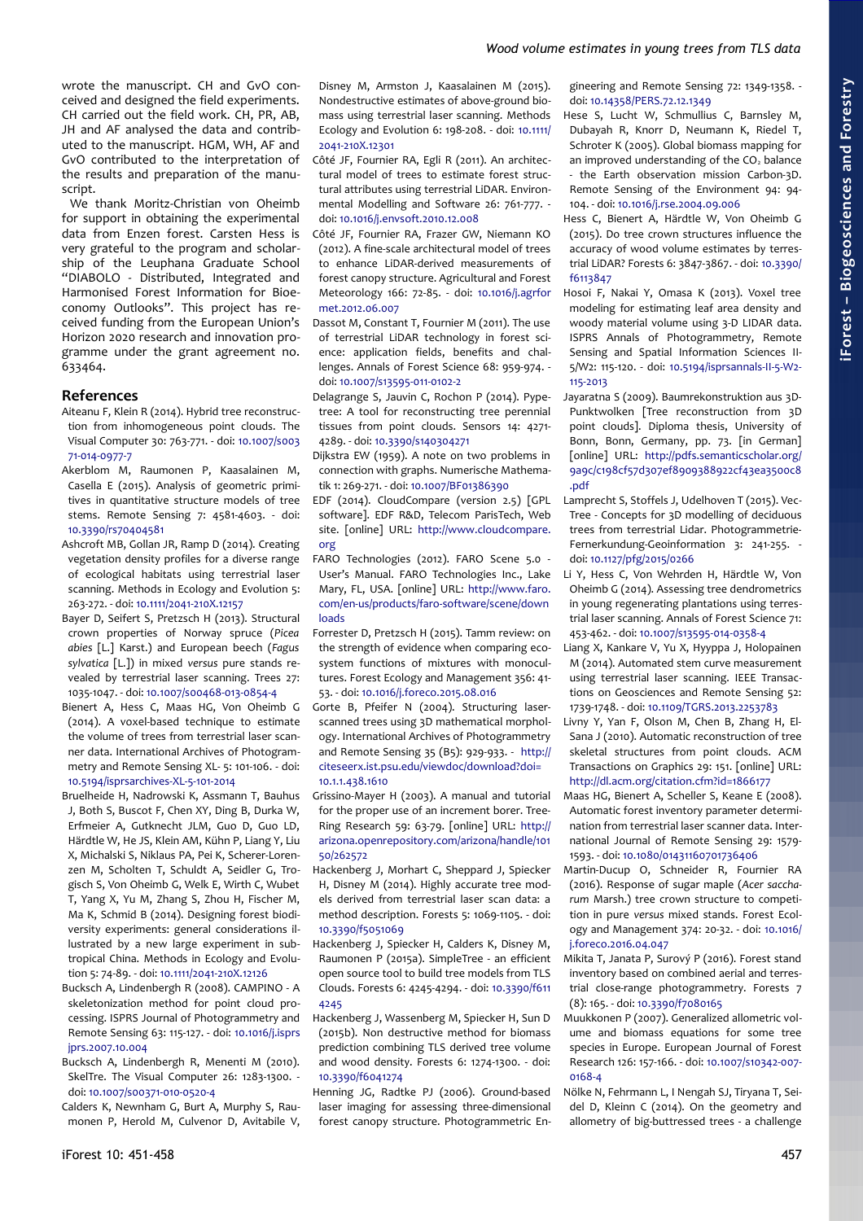wrote the manuscript. CH and GvO conceived and designed the field experiments. CH carried out the field work. CH, PR, AB, JH and AF analysed the data and contributed to the manuscript. HGM, WH, AF and GvO contributed to the interpretation of the results and preparation of the manuscript.

We thank Moritz-Christian von Oheimb for support in obtaining the experimental data from Enzen forest. Carsten Hess is very grateful to the program and scholarship of the Leuphana Graduate School "DIABOLO - Distributed, Integrated and Harmonised Forest Information for Bioeconomy Outlooks". This project has received funding from the European Union's Horizon 2020 research and innovation programme under the grant agreement no. 633464.

## References

Aiteanu F, Klein R (2014). Hybrid tree reconstruction from inhomogeneous point clouds. The Visual Computer 30: 763-771. - doi: 10.1007/s00371-014-0977-7

Akerblom M, Raumonen P, Kaasalainen M, Casella E (2015). Analysis of geometric primitives in quantitative structure models of tree stems. Remote Sensing 7: 4581-4603. - doi: 10.3390/rs70404581

Ashcroft MB, Gollan JR, Ramp D (2014). Creating vegetation density profiles for a diverse range of ecological habitats using terrestrial laser scanning. Methods in Ecology and Evolution 5: 263-272. - doi: 10.1111/2041-210X.12157

Bayer D, Seifert S, Pretzsch H (2013). Structural crown properties of Norway spruce (*Picea abies* [L.] Karst.) and European beech (*Fagus sylvatica* [L.]) in mixed *versus* pure stands revealed by terrestrial laser scanning. Trees 27: 1035-1047. - doi: 10.1007/s00468-013-0854-4

Bienert A, Hess C, Maas HG, Von Oheimb G (2014). A voxel-based technique to estimate the volume of trees from terrestrial laser scanner data. International Archives of Photogrammetry and Remote Sensing XL- 5: 101-106. - doi: 10.5194/isprsarchives-XL-5-101-2014

Bruelheide H, Nadrowski K, Assmann T, Bauhus J, Both S, Buscot F, Chen XY, Ding B, Durka W, Erfmeier A, Gutknecht JLM, Guo D, Guo LD, Härdtle W, He JS, Klein AM, Kühn P, Liang Y, Liu X, Michalski S, Niklaus PA, Pei K, Scherer-Lorenzen M, Scholten T, Schuldt A, Seidler G, Trogisch S, Von Oheimb G, Welk E, Wirth C, Wubet T, Yang X, Yu M, Zhang S, Zhou H, Fischer M, Ma K, Schmid B (2014). Designing forest biodiversity experiments: general considerations illustrated by a new large experiment in subtropical China. Methods in Ecology and Evolution 5: 74-89. - doi: 10.1111/2041-210X.12126

Bucksch A, Lindenbergh R (2008). CAMPINO - A skeletonization method for point cloud processing. ISPRS Journal of Photogrammetry and Remote Sensing 63: 115-127. - doi: 10.1016/j.isprsjprs.2007.10.004

Bucksch A, Lindenbergh R, Menenti M (2010). SkelTre. The Visual Computer 26: 1283-1300. - doi: 10.1007/s00371-010-0520-4

Calders K, Newnham G, Burt A, Murphy S, Raumonen P, Herold M, Culvenor D, Avitabile V, Disney M, Armston J, Kaasalainen M (2015). Nondestructive estimates of above-ground biomass using terrestrial laser scanning. Methods Ecology and Evolution 6: 198-208. - doi: 10.1111/2041-210X.12301

Côté JF, Fournier RA, Egli R (2011). An architectural model of trees to estimate forest structural attributes using terrestrial LiDAR. Environmental Modelling and Software 26: 761-777. - doi: 10.1016/j.envsoft.2010.12.008

Côté JF, Fournier RA, Frazer GW, Niemann KO (2012). A fine-scale architectural model of trees to enhance LiDAR-derived measurements of forest canopy structure. Agricultural and Forest Meteorology 166: 72-85. - doi: 10.1016/j.agrformet.2012.06.007

Dassot M, Constant T, Fournier M (2011). The use of terrestrial LiDAR technology in forest science: application fields, benefits and challenges. Annals of Forest Science 68: 959-974. - doi: 10.1007/s13595-011-0102-2

Delagrange S, Jauvin C, Rochon P (2014). Pypetree: A tool for reconstructing tree perennial tissues from point clouds. Sensors 14: 4271-4289. - doi: 10.3390/s140304271

Dijkstra EW (1959). A note on two problems in connection with graphs. Numerische Mathematik 1: 269-271. - doi: 10.1007/BF01386390

EDF (2014). CloudCompare (version 2.5) [GPL software]. EDF R&D, Telecom ParisTech, Web site. [online] URL: http://www.cloudcompare.org

FARO Technologies (2012). FARO Scene 5.0 - User's Manual. FARO Technologies Inc., Lake Mary, FL, USA. [online] URL: http://www.faro.com/en-us/products/faro-software/scene/downloads

Forrester D, Pretzsch H (2015). Tamm review: on the strength of evidence when comparing ecosystem functions of mixtures with monocultures. Forest Ecology and Management 356: 41-53. - doi: 10.1016/j.foreco.2015.08.016

Gorte B, Pfeifer N (2004). Structuring laser-scanned trees using 3D mathematical morphology. International Archives of Photogrammetry and Remote Sensing 35 (B5): 929-933. - http://citeseerx.ist.psu.edu/viewdoc/download?doi=10.1.1.438.1610

Grissino-Mayer H (2003). A manual and tutorial for the proper use of an increment borer. Tree-Ring Research 59: 63-79. [online] URL: http://arizona.openrepository.com/arizona/handle/10150/262572

Hackenberg J, Morhart C, Sheppard J, Spiecker H, Disney M (2014). Highly accurate tree models derived from terrestrial laser scan data: a method description. Forests 5: 1069-1105. - doi: 10.3390/f5051069

Hackenberg J, Spiecker H, Calders K, Disney M, Raumonen P (2015a). SimpleTree - an efficient open source tool to build tree models from TLS clouds. Forests 6: 4245-4294. - doi: 10.3390/f6114245

Hackenberg J, Wassenberg M, Spiecker H, Sun D (2015b). Non destructive method for biomass prediction combining TLS derived tree volume and wood density. Forests 6: 1274-1300. - doi: 10.3390/f6041274

Henning JG, Radtke PJ (2006). Ground-based laser imaging for assessing three-dimensional forest canopy structure. Photogrammetric Engineering and Remote Sensing 72: 1349-1358. - doi: 10.14358/PERS.72.12.1349

Hese S, Lucht W, Schmullius C, Barnsley M, Dubayah R, Knorr D, Neumann K, Riedel T, Schroter K (2005). Global biomass mapping for an improved understanding of the $CO_2$ balance - the Earth observation mission Carbon-3D. Remote Sensing of the Environment 94: 94-104. - doi: 10.1016/j.rse.2004.09.006

Hess C, Bienert A, Härdtle W, Von Oheimb G (2015). Do tree crown structures influence the accuracy of wood volume estimates by terrestrial LiDAR? Forests 6: 3847-3867. - doi: 10.3390/f6113847

Hosoi F, Nakai Y, Omasa K (2013). Voxel tree modeling for estimating leaf area density and woody material volume using 3-D LIDAR data. ISPRS Annals of Photogrammetry, Remote Sensing and Spatial Information Sciences II-5/W2: 115-120. - doi: 10.5194/isprsannals-II-5-W2-115-2013

Jayaratna S (2009). Baumrekonstruktion aus 3D-Punktwolken [Tree reconstruction from 3D point clouds]. Diploma thesis, University of Bonn, Bonn, Germany, pp. 73. [in German] [online] URL: http://pdfs.semanticscholar.org/9a9c/c198cf57d307ef8909388922cf43ea3500c8.pdf

Lamprecht S, Stoffels J, Udelhoven T (2015). VecTree - Concepts for 3D modelling of deciduous trees from terrestrial Lidar. Photogrammetrie-Fernerkundung-Geoinformation 3: 241-255. - doi: 10.1127/pfg/2015/0266

Li Y, Hess C, Von Wehrden H, Härdtle W, Von Oheimb G (2014). Assessing tree dendrometrics in young regenerating plantations using terrestrial laser scanning. Annals of Forest Science 71: 453-462. - doi: 10.1007/s13595-014-0358-4

Liang X, Kankare V, Yu X, Hyyppa J, Holopainen M (2014). Automated stem curve measurement using terrestrial laser scanning. IEEE Transactions on Geosciences and Remote Sensing 52: 1739-1748. - doi: 10.1109/TGRS.2013.2253783

Livny Y, Yan F, Olson M, Chen B, Zhang H, El-Sana J (2010). Automatic reconstruction of tree skeletal structures from point clouds. ACM Transactions on Graphics 29: 151. [online] URL: http://dl.acm.org/citation.cfm?id=1866177

Maas HG, Bienert A, Scheller S, Keane E (2008). Automatic forest inventory parameter determination from terrestrial laser scanner data. International Journal of Remote Sensing 29: 1579-1593. - doi: 10.1080/01431160701736406

Martin-Ducup O, Schneider R, Fournier RA (2016). Response of sugar maple (*Acer saccharum* Marsh.) tree crown structure to competition in pure *versus* mixed stands. Forest Ecology and Management 374: 20-32. - doi: 10.1016/j.foreco.2016.04.047

Mikita T, Janata P, Surový P (2016). Forest stand inventory based on combined aerial and terrestrial close-range photogrammetry. Forests 7 (8): 165. - doi: 10.3390/f7080165

Muukkonen P (2007). Generalized allometric volume and biomass equations for some tree species in Europe. European Journal of Forest Research 126: 157-166. - doi: 10.1007/s10342-007-0168-4

Nölke N, Fehrmann L, I Nengah SJ, Tiryana T, Seidel D, Kleinn C (2014). On the geometry and allometry of big-buttressed trees - a challenge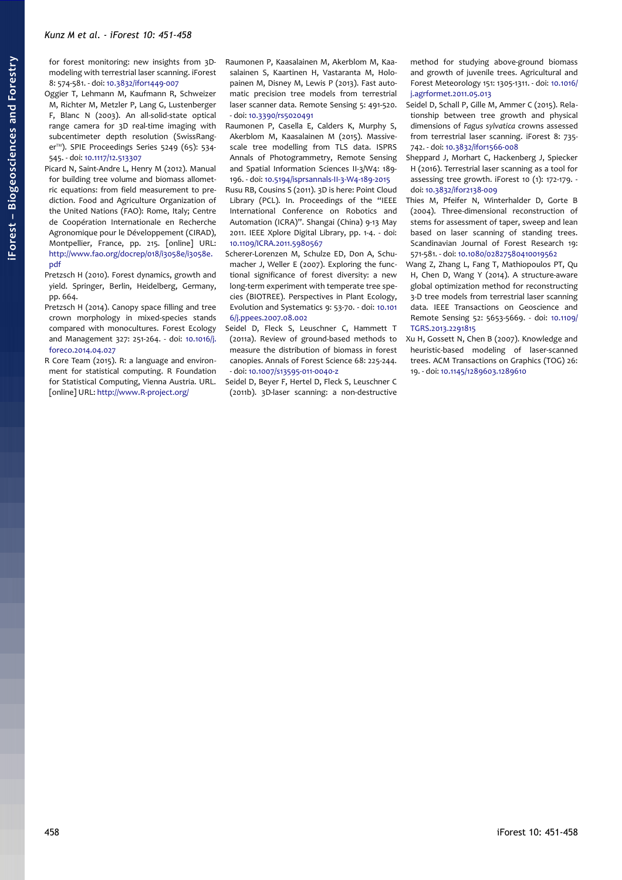for forest monitoring: new insights from 3D-modeling with terrestrial laser scanning. iForest 8: 574-581. - doi: 10.3832/ifor1449-007

Oggier T, Lehmann M, Kaufmann R, Schweizer M, Richter M, Metzler P, Lang G, Lustenberger F, Blanc N (2003). An all-solid-state optical range camera for 3D real-time imaging with subcentimeter depth resolution (SwissRanger™). SPIE Proceedings Series 5249 (65): 534-545. - doi: 10.1117/12.513307

Picard N, Saint-Andre L, Henry M (2012). Manual for building tree volume and biomass allometric equations: from field measurement to prediction. Food and Agriculture Organization of the United Nations (FAO): Rome, Italy; Centre de Coopération Internationale en Recherche Agronomique pour le Développement (CIRAD), Montpellier, France, pp. 215. [online] URL: http://www.fao.org/docrep/018/i3058e/i3058e.pdf

Pretzsch H (2010). Forest dynamics, growth and yield. Springer, Berlin, Heidelberg, Germany, pp. 664.

Pretzsch H (2014). Canopy space filling and tree crown morphology in mixed-species stands compared with monocultures. Forest Ecology and Management 327: 251-264. - doi: 10.1016/j.foreco.2014.04.027

R Core Team (2015). R: a language and environment for statistical computing. R Foundation for Statistical Computing, Vienna Austria. URL. [online] URL: http://www.R-project.org/

Raumonen P, Kaasalainen M, Akerblom M, Kaasalainen S, Kaartinen H, Vastaranta M, Holopainen M, Disney M, Lewis P (2013). Fast automatic precision tree models from terrestrial laser scanner data. Remote Sensing 5: 491-520. - doi: 10.3390/rs5020491

Raumonen P, Casella E, Calders K, Murphy S, Akerblom M, Kaasalainen M (2015). Massive-scale tree modelling from TLS data. ISPRS Annals of Photogrammetry, Remote Sensing and Spatial Information Sciences II-3/W4: 189-196. - doi: 10.5194/isprsannals-II-3-W4-189-2015

Rusu RB, Cousins S (2011). 3D is here: Point Cloud Library (PCL). In. Proceedings of the "IEEE International Conference on Robotics and Automation (ICRA)". Shangai (China) 9-13 May 2011. IEEE Xplore Digital Library, pp. 1-4. - doi: 10.1109/ICRA.2011.5980567

Scherer-Lorenzen M, Schulze ED, Don A, Schumacher J, Weller E (2007). Exploring the functional significance of forest diversity: a new long-term experiment with temperate tree species (BIOTREE). Perspectives in Plant Ecology, Evolution and Systematics 9: 53-70. - doi: 10.1016/j.ppees.2007.08.002

Seidel D, Fleck S, Leuschner C, Hammett T (2011a). Review of ground-based methods to measure the distribution of biomass in forest canopies. Annals of Forest Science 68: 225-244. - doi: 10.1007/s13595-011-0040-z

Seidel D, Beyer F, Hertel D, Fleck S, Leuschner C (2011b). 3D-laser scanning: a non-destructive method for studying above-ground biomass and growth of juvenile trees. Agricultural and Forest Meteorology 151: 1305-1311. - doi: 10.1016/j.agrformet.2011.05.013

Seidel D, Schall P, Gille M, Ammer C (2015). Relationship between tree growth and physical dimensions of *Fagus sylvatica* crowns assessed from terrestrial laser scanning. iForest 8: 735-742. - doi: 10.3832/ifor1566-008

Sheppard J, Morhart C, Hackenberg J, Spiecker H (2016). Terrestrial laser scanning as a tool for assessing tree growth. iForest 10 (1): 172-179. - doi: 10.3832/ifor2138-009

Thies M, Pfeifer N, Winterhalder D, Gorte B (2004). Three-dimensional reconstruction of stems for assessment of taper, sweep and lean based on laser scanning of standing trees. Scandinavian Journal of Forest Research 19: 571-581. - doi: 10.1080/02827580410019562

Wang Z, Zhang L, Fang T, Mathiopoulos PT, Qu H, Chen D, Wang Y (2014). A structure-aware global optimization method for reconstructing 3-D tree models from terrestrial laser scanning data. IEEE Transactions on Geoscience and Remote Sensing 52: 5653-5669. - doi: 10.1109/TGRS.2013.2291815

Xu H, Gossett N, Chen B (2007). Knowledge and heuristic-based modeling of laser-scanned trees. ACM Transactions on Graphics (TOG) 26: 19. - doi: 10.1145/1289603.1289610